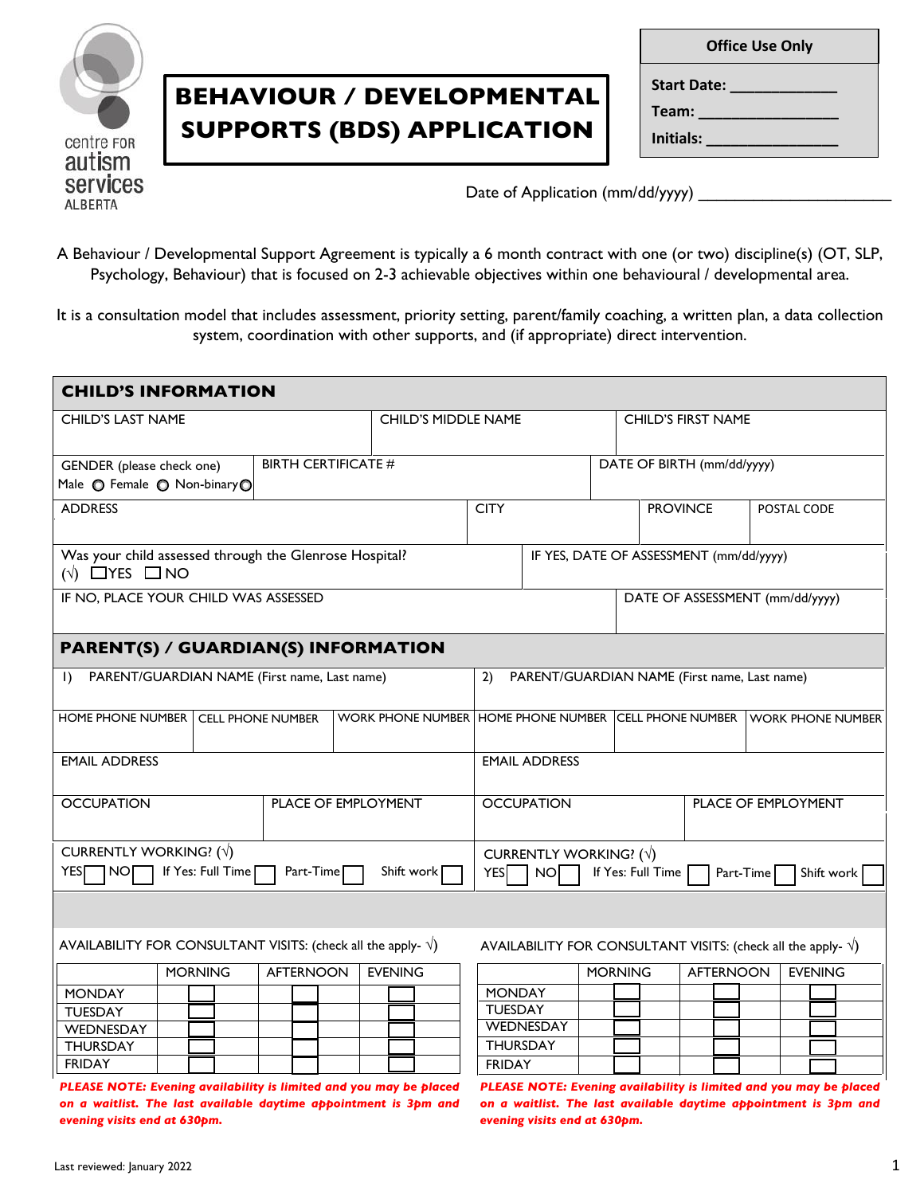centre FOR autism services ALBERTA

# BEHAVIOUR / DEVELOPMENTAL SUPPORTS (BDS) APPLICATION

| Office Use Only |
|---|
| Start Date: ____________ |
| Team: ________________ |
| Initials: _______________ |

Date of Application (mm/dd/yyyy) ______________________

A Behaviour / Developmental Support Agreement is typically a 6 month contract with one (or two) discipline(s) (OT, SLP, Psychology, Behaviour) that is focused on 2-3 achievable objectives within one behavioural / developmental area.

It is a consultation model that includes assessment, priority setting, parent/family coaching, a written plan, a data collection system, coordination with other supports, and (if appropriate) direct intervention.

## CHILD'S INFORMATION

| CHILD'S LAST NAME | CHILD'S MIDDLE NAME | CHILD'S FIRST NAME |
|---|---|---|
| | | |

| GENDER (please check one) Male ○ Female ○ Non-binary ○ | BIRTH CERTIFICATE # | DATE OF BIRTH (mm/dd/yyyy) |
|---|---|---|

| ADDRESS | CITY | PROVINCE | POSTAL CODE |
|---|---|---|---|
| | | | |

| Was your child assessed through the Glenrose Hospital? (√) ☐YES ☐NO | IF YES, DATE OF ASSESSMENT (mm/dd/yyyy) |
|---|---|

| IF NO, PLACE YOUR CHILD WAS ASSESSED | DATE OF ASSESSMENT (mm/dd/yyyy) |
|---|---|
| | |

## PARENT(S) / GUARDIAN(S) INFORMATION

| 1) PARENT/GUARDIAN NAME (First name, Last name) | | | 2) PARENT/GUARDIAN NAME (First name, Last name) | | |
|---|---|---|---|---|---|
| HOME PHONE NUMBER | CELL PHONE NUMBER | WORK PHONE NUMBER | HOME PHONE NUMBER | CELL PHONE NUMBER | WORK PHONE NUMBER |
| EMAIL ADDRESS | | | EMAIL ADDRESS | | |
| OCCUPATION | PLACE OF EMPLOYMENT | | OCCUPATION | PLACE OF EMPLOYMENT | |
| CURRENTLY WORKING? (√) YES☐ NO☐ If Yes: Full Time☐ Part-Time☐ Shift work☐ | | | CURRENTLY WORKING? (√) YES☐ NO☐ If Yes: Full Time☐ Part-Time☐ Shift work☐ | | |

AVAILABILITY FOR CONSULTANT VISITS: (check all the apply- √)

| | MORNING | AFTERNOON | EVENING |
|---|---|---|---|
| MONDAY | ☐ | ☐ | ☐ |
| TUESDAY | ☐ | ☐ | ☐ |
| WEDNESDAY | ☐ | ☐ | ☐ |
| THURSDAY | ☐ | ☐ | ☐ |
| FRIDAY | ☐ | ☐ | ☐ |

***PLEASE NOTE: Evening availability is limited and you may be placed on a waitlist. The last available daytime appointment is 3pm and evening visits end at 630pm.***

AVAILABILITY FOR CONSULTANT VISITS: (check all the apply- √)

| | MORNING | AFTERNOON | EVENING |
|---|---|---|---|
| MONDAY | ☐ | ☐ | ☐ |
| TUESDAY | ☐ | ☐ | ☐ |
| WEDNESDAY | ☐ | ☐ | ☐ |
| THURSDAY | ☐ | ☐ | ☐ |
| FRIDAY | ☐ | ☐ | ☐ |

***PLEASE NOTE: Evening availability is limited and you may be placed on a waitlist. The last available daytime appointment is 3pm and evening visits end at 630pm.***

Last reviewed: January 2022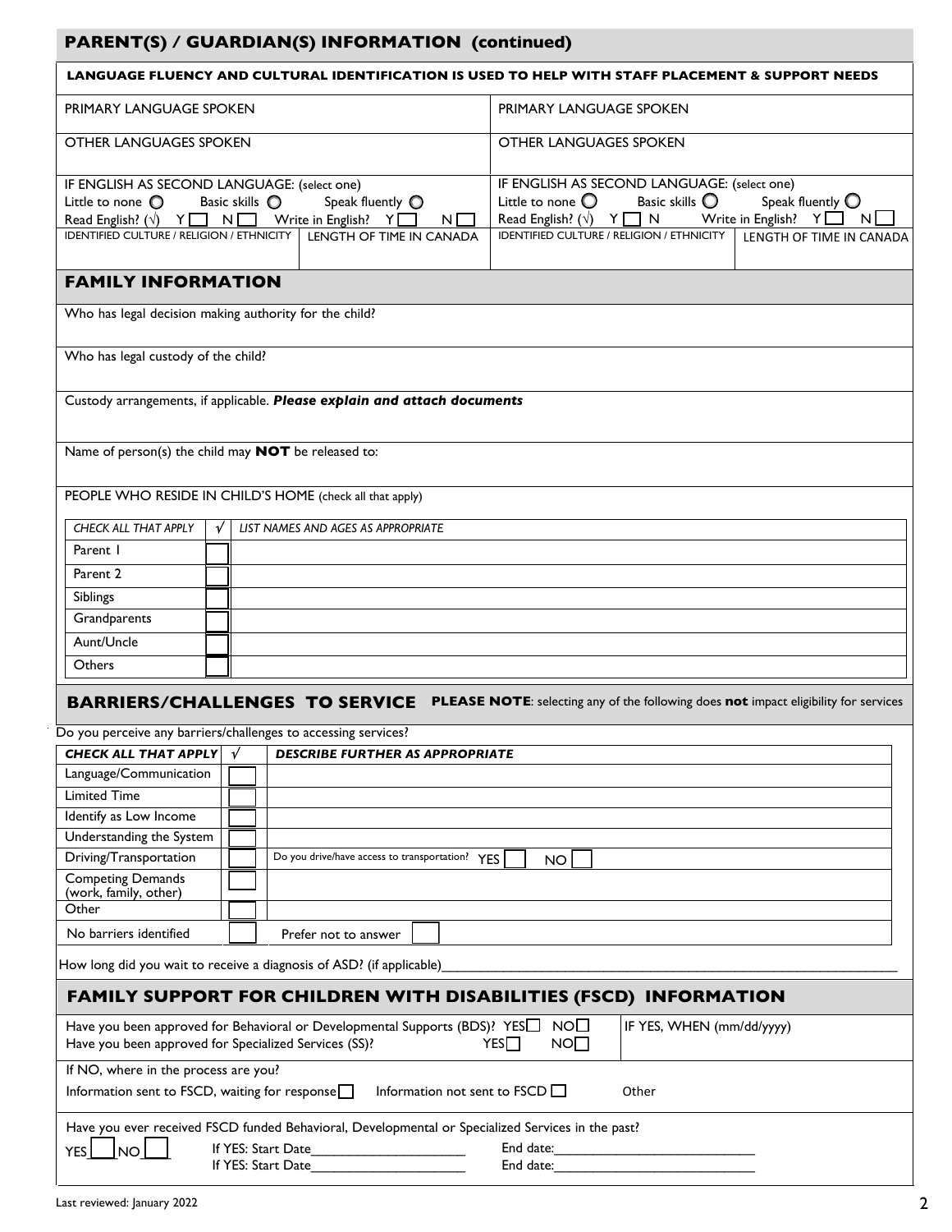## PARENT(S) / GUARDIAN(S) INFORMATION (continued)

**LANGUAGE FLUENCY AND CULTURAL IDENTIFICATION IS USED TO HELP WITH STAFF PLACEMENT & SUPPORT NEEDS**

| | |
|---|---|
| PRIMARY LANGUAGE SPOKEN | PRIMARY LANGUAGE SPOKEN |
| OTHER LANGUAGES SPOKEN | OTHER LANGUAGES SPOKEN |
| IF ENGLISH AS SECOND LANGUAGE: (select one) Little to none ○ Basic skills ○ Speak fluently ○ Read English? (√) Y ☐ N ☐ Write in English? Y ☐ N ☐ | IF ENGLISH AS SECOND LANGUAGE: (select one) Little to none ○ Basic skills ○ Speak fluently ○ Read English? (√) Y ☐ N Write in English? Y ☐ N ☐ |
| IDENTIFIED CULTURE / RELIGION / ETHNICITY — LENGTH OF TIME IN CANADA | IDENTIFIED CULTURE / RELIGION / ETHNICITY — LENGTH OF TIME IN CANADA |

## FAMILY INFORMATION

Who has legal decision making authority for the child?

Who has legal custody of the child?

Custody arrangements, if applicable. ***Please explain and attach documents***

Name of person(s) the child may **NOT** be released to:

PEOPLE WHO RESIDE IN CHILD'S HOME (check all that apply)

| *CHECK ALL THAT APPLY* | √ | *LIST NAMES AND AGES AS APPROPRIATE* |
|---|---|---|
| Parent 1 | ☐ | |
| Parent 2 | ☐ | |
| Siblings | ☐ | |
| Grandparents | ☐ | |
| Aunt/Uncle | ☐ | |
| Others | ☐ | |

## BARRIERS/CHALLENGES TO SERVICE

**PLEASE NOTE**: selecting any of the following does **not** impact eligibility for services

Do you perceive any barriers/challenges to accessing services?

| ***CHECK ALL THAT APPLY*** | √ | ***DESCRIBE FURTHER AS APPROPRIATE*** |
|---|---|---|
| Language/Communication | ☐ | |
| Limited Time | ☐ | |
| Identify as Low Income | ☐ | |
| Understanding the System | ☐ | |
| Driving/Transportation | ☐ | Do you drive/have access to transportation? YES ☐ NO ☐ |
| Competing Demands (work, family, other) | ☐ | |
| Other | ☐ | |
| No barriers identified | ☐ | Prefer not to answer ☐ |

How long did you wait to receive a diagnosis of ASD? (if applicable)\_\_\_\_\_\_\_\_\_\_\_\_\_\_\_\_\_\_\_\_\_\_\_\_\_\_\_\_\_\_

## FAMILY SUPPORT FOR CHILDREN WITH DISABILITIES (FSCD) INFORMATION

Have you been approved for Behavioral or Developmental Supports (BDS)? YES☐ NO☐ — IF YES, WHEN (mm/dd/yyyy)

Have you been approved for Specialized Services (SS)? YES☐ NO☐

If NO, where in the process are you?

Information sent to FSCD, waiting for response ☐ Information not sent to FSCD ☐ Other

Have you ever received FSCD funded Behavioral, Developmental or Specialized Services in the past?

YES\_\_\_ NO\_\_\_ If YES: Start Date\_\_\_\_\_\_\_\_\_\_\_\_\_\_\_\_\_\_\_\_ End date:\_\_\_\_\_\_\_\_\_\_\_\_\_\_\_\_\_\_\_\_\_\_\_\_

If YES: Start Date\_\_\_\_\_\_\_\_\_\_\_\_\_\_\_\_\_\_\_\_ End date:\_\_\_\_\_\_\_\_\_\_\_\_\_\_\_\_\_\_\_\_\_\_\_\_

Last reviewed: January 2022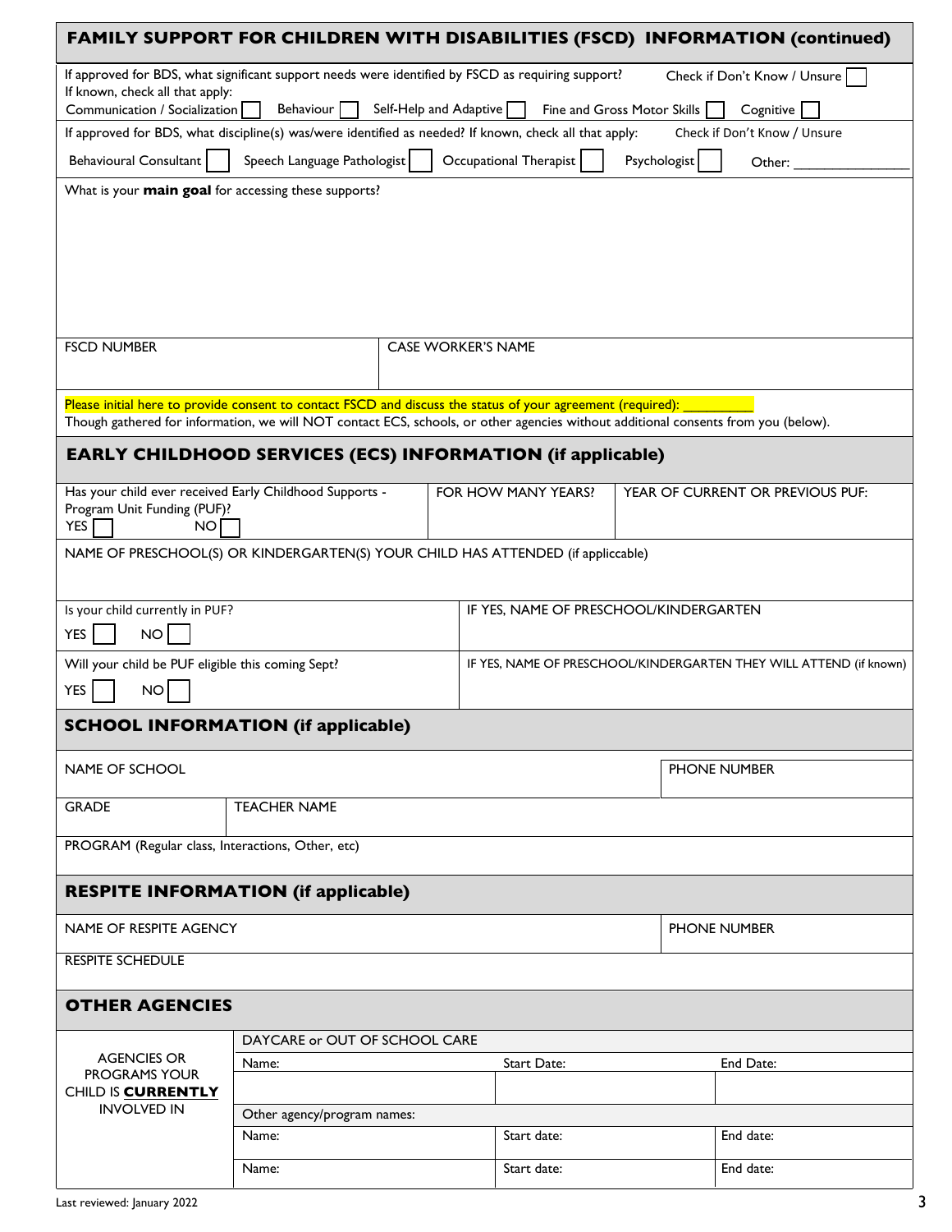## FAMILY SUPPORT FOR CHILDREN WITH DISABILITIES (FSCD) INFORMATION (continued)

If approved for BDS, what significant support needs were identified by FSCD as requiring support? Check if Don't Know / Unsure ☐
If known, check all that apply:
Communication / Socialization ☐ Behaviour ☐ Self-Help and Adaptive ☐ Fine and Gross Motor Skills ☐ Cognitive ☐

If approved for BDS, what discipline(s) was/were identified as needed? If known, check all that apply: Check if Don't Know / Unsure

Behavioural Consultant ☐ Speech Language Pathologist ☐ Occupational Therapist ☐ Psychologist ☐ Other: _______________

What is your **main goal** for accessing these supports?

| FSCD NUMBER | CASE WORKER'S NAME |
|---|---|
| | |

Please initial here to provide consent to contact FSCD and discuss the status of your agreement (required): _________
Though gathered for information, we will NOT contact ECS, schools, or other agencies without additional consents from you (below).

## EARLY CHILDHOOD SERVICES (ECS) INFORMATION (if applicable)

| Has your child ever received Early Childhood Supports - Program Unit Funding (PUF)? YES ☐ NO ☐ | FOR HOW MANY YEARS? | YEAR OF CURRENT OR PREVIOUS PUF: |
|---|---|---|

NAME OF PRESCHOOL(S) OR KINDERGARTEN(S) YOUR CHILD HAS ATTENDED (if appliccable)

| Is your child currently in PUF? YES ☐ NO ☐ | IF YES, NAME OF PRESCHOOL/KINDERGARTEN |
|---|---|
| Will your child be PUF eligible this coming Sept? YES ☐ NO ☐ | IF YES, NAME OF PRESCHOOL/KINDERGARTEN THEY WILL ATTEND (if known) |

## SCHOOL INFORMATION (if applicable)

| NAME OF SCHOOL | PHONE NUMBER |
|---|---|
| GRADE | TEACHER NAME |

PROGRAM (Regular class, Interactions, Other, etc)

## RESPITE INFORMATION (if applicable)

| NAME OF RESPITE AGENCY | PHONE NUMBER |
|---|---|

RESPITE SCHEDULE

## OTHER AGENCIES

| AGENCIES OR PROGRAMS YOUR CHILD IS **CURRENTLY** INVOLVED IN | DAYCARE or OUT OF SCHOOL CARE | | |
|---|---|---|---|
| | Name: | Start Date: | End Date: |
| | | | |
| | Other agency/program names: | | |
| | Name: | Start date: | End date: |
| | Name: | Start date: | End date: |

Last reviewed: January 2022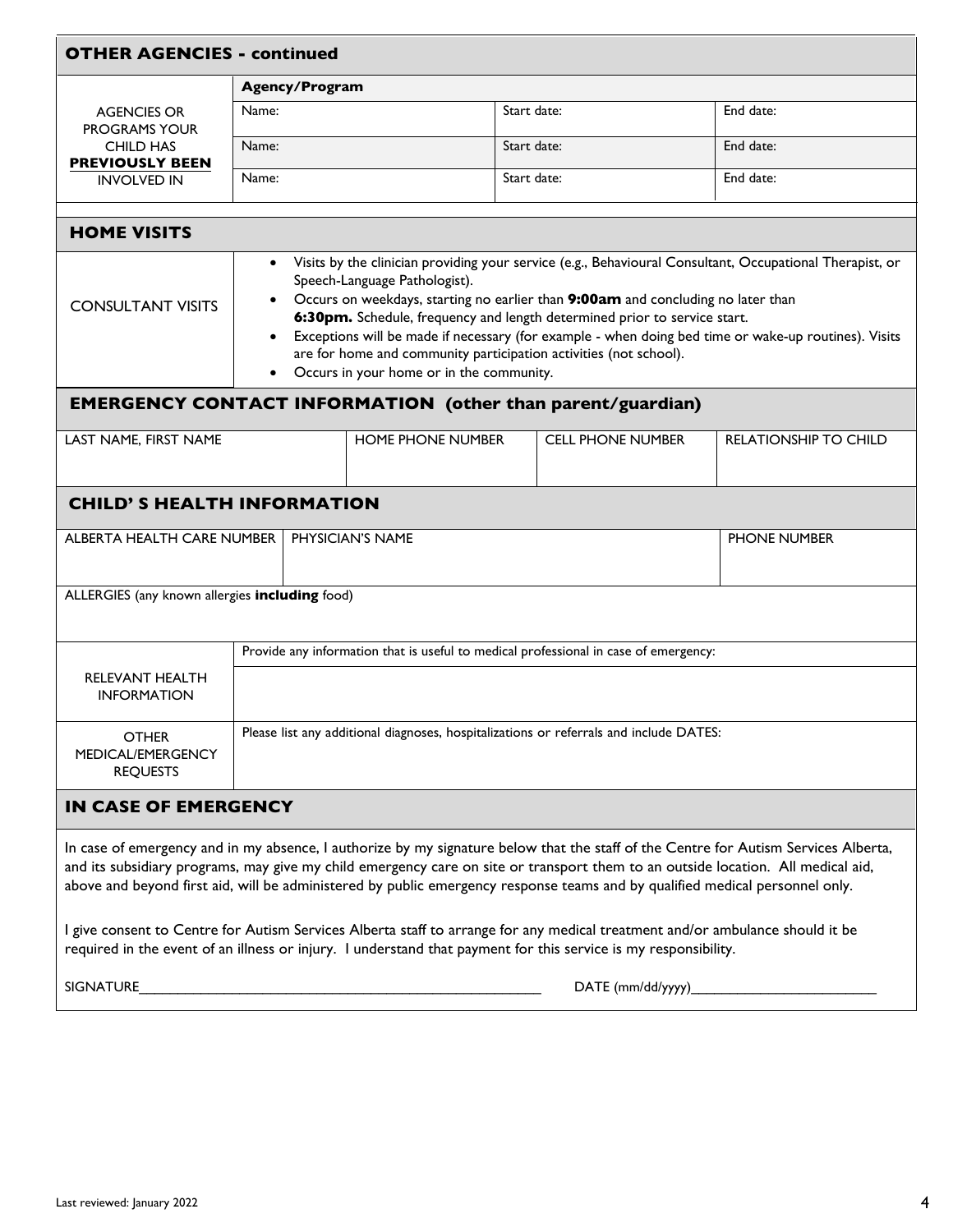## OTHER AGENCIES - continued

| | Agency/Program | | |
|---|---|---|---|
| AGENCIES OR PROGRAMS YOUR CHILD HAS **PREVIOUSLY BEEN** INVOLVED IN | Name: | Start date: | End date: |
| | Name: | Start date: | End date: |
| | Name: | Start date: | End date: |

## HOME VISITS

| | |
|---|---|
| CONSULTANT VISITS | • Visits by the clinician providing your service (e.g., Behavioural Consultant, Occupational Therapist, or Speech-Language Pathologist).<br>• Occurs on weekdays, starting no earlier than **9:00am** and concluding no later than **6:30pm.** Schedule, frequency and length determined prior to service start.<br>• Exceptions will be made if necessary (for example - when doing bed time or wake-up routines). Visits are for home and community participation activities (not school).<br>• Occurs in your home or in the community. |

## EMERGENCY CONTACT INFORMATION (other than parent/guardian)

| LAST NAME, FIRST NAME | HOME PHONE NUMBER | CELL PHONE NUMBER | RELATIONSHIP TO CHILD |
|---|---|---|---|
| | | | |

## CHILD' S HEALTH INFORMATION

| ALBERTA HEALTH CARE NUMBER | PHYSICIAN'S NAME | PHONE NUMBER |
|---|---|---|
| | | |

ALLERGIES (any known allergies **including** food)

| | |
|---|---|
| RELEVANT HEALTH INFORMATION | Provide any information that is useful to medical professional in case of emergency: |
| OTHER MEDICAL/EMERGENCY REQUESTS | Please list any additional diagnoses, hospitalizations or referrals and include DATES: |

## IN CASE OF EMERGENCY

In case of emergency and in my absence, I authorize by my signature below that the staff of the Centre for Autism Services Alberta, and its subsidiary programs, may give my child emergency care on site or transport them to an outside location. All medical aid, above and beyond first aid, will be administered by public emergency response teams and by qualified medical personnel only.

I give consent to Centre for Autism Services Alberta staff to arrange for any medical treatment and/or ambulance should it be required in the event of an illness or injury. I understand that payment for this service is my responsibility.

SIGNATURE_______________________________________________________ DATE (mm/dd/yyyy)_________________________

Last reviewed: January 2022